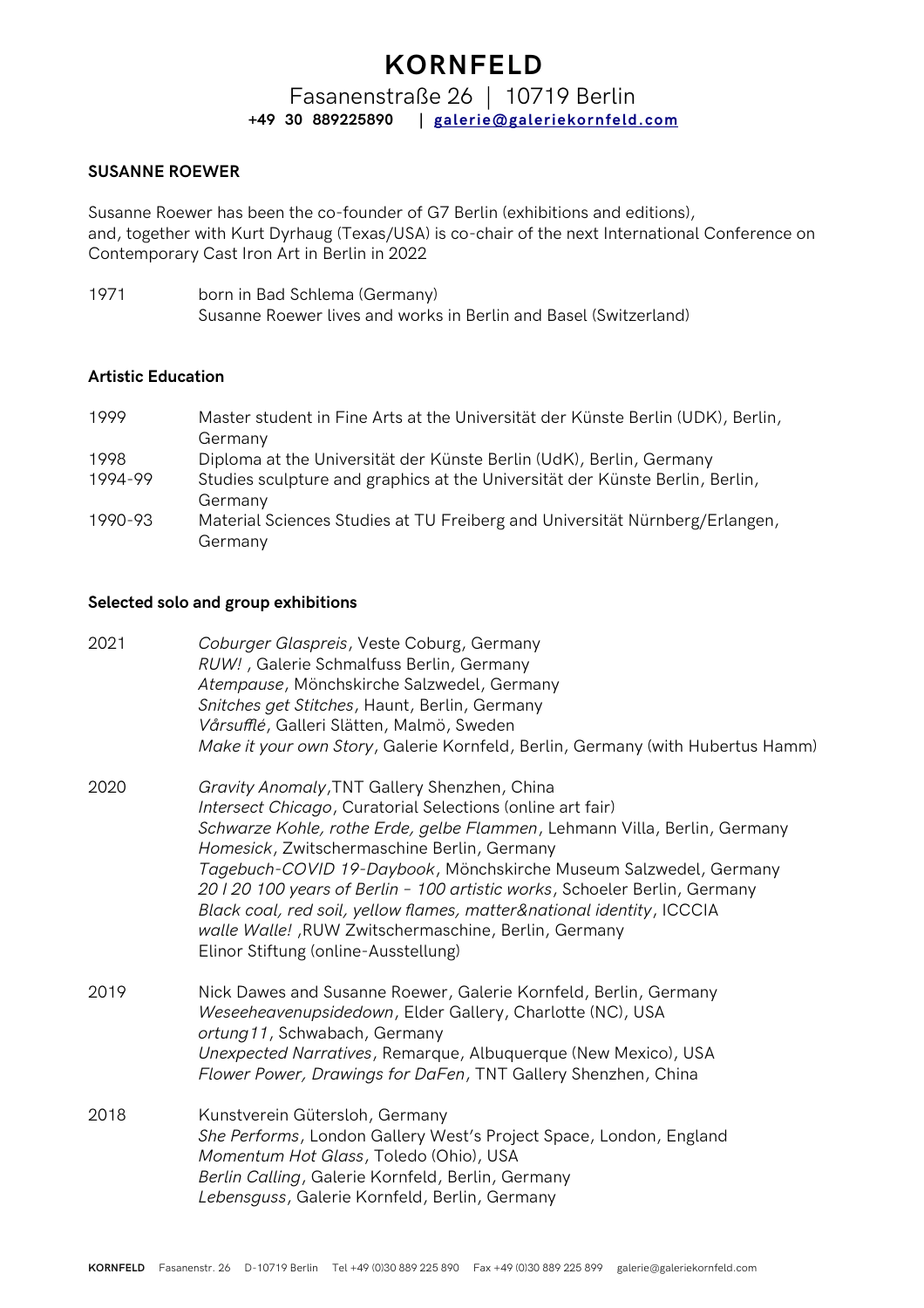# KORNFELD

Fasanenstraße 26 | 10719 Berlin
**+49 30 889225890 | galerie@galeriekornfeld.com**

## SUSANNE ROEWER

Susanne Roewer has been the co-founder of G7 Berlin (exhibitions and editions), and, together with Kurt Dyrhaug (Texas/USA) is co-chair of the next International Conference on Contemporary Cast Iron Art in Berlin in 2022

1971 born in Bad Schlema (Germany)
Susanne Roewer lives and works in Berlin and Basel (Switzerland)

### Artistic Education

1999 Master student in Fine Arts at the Universität der Künste Berlin (UDK), Berlin, Germany
1998 Diploma at the Universität der Künste Berlin (UdK), Berlin, Germany
1994-99 Studies sculpture and graphics at the Universität der Künste Berlin, Berlin, Germany
1990-93 Material Sciences Studies at TU Freiberg and Universität Nürnberg/Erlangen, Germany

### Selected solo and group exhibitions

**2021**
*Coburger Glaspreis*, Veste Coburg, Germany
*RUW!* , Galerie Schmalfuss Berlin, Germany
*Atempause*, Mönchskirche Salzwedel, Germany
*Snitches get Stitches*, Haunt, Berlin, Germany
*Vårsufflé*, Galleri Slätten, Malmö, Sweden
*Make it your own Story*, Galerie Kornfeld, Berlin, Germany (with Hubertus Hamm)

**2020**
*Gravity Anomaly*,TNT Gallery Shenzhen, China
*Intersect Chicago*, Curatorial Selections (online art fair)
*Schwarze Kohle, rothe Erde, gelbe Flammen*, Lehmann Villa, Berlin, Germany
*Homesick*, Zwitschermaschine Berlin, Germany
*Tagebuch-COVID 19-Daybook*, Mönchskirche Museum Salzwedel, Germany
*20 I 20 100 years of Berlin – 100 artistic works*, Schoeler Berlin, Germany
*Black coal, red soil, yellow flames, matter&national identity*, ICCCIA
*walle Walle!* ,RUW Zwitschermaschine, Berlin, Germany
Elinor Stiftung (online-Ausstellung)

**2019**
Nick Dawes and Susanne Roewer, Galerie Kornfeld, Berlin, Germany
*Weseeheavenupsidedown*, Elder Gallery, Charlotte (NC), USA
*ortung11*, Schwabach, Germany
*Unexpected Narratives*, Remarque, Albuquerque (New Mexico), USA
*Flower Power, Drawings for DaFen*, TNT Gallery Shenzhen, China

**2018**
Kunstverein Gütersloh, Germany
*She Performs*, London Gallery West's Project Space, London, England
*Momentum Hot Glass*, Toledo (Ohio), USA
*Berlin Calling*, Galerie Kornfeld, Berlin, Germany
*Lebensguss*, Galerie Kornfeld, Berlin, Germany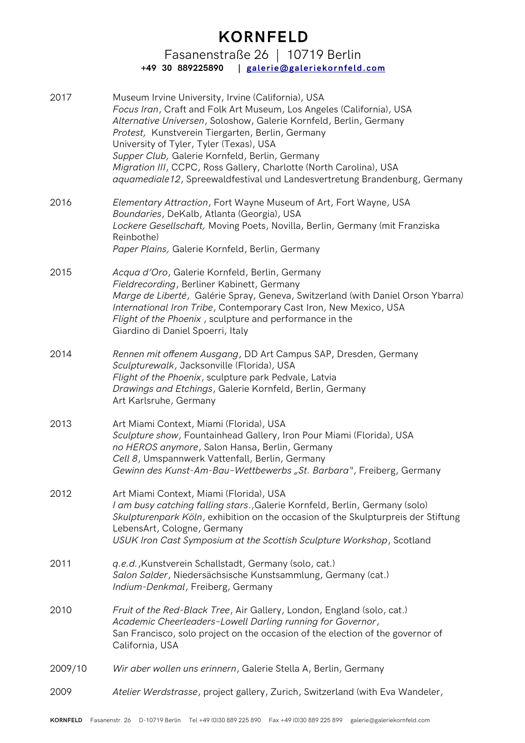# KORNFELD

Fasanenstraße 26 | 10719 Berlin
**+49 30 889225890 | galerie@galeriekornfeld.com**

2017
Museum Irvine University, Irvine (California), USA
*Focus Iran*, Craft and Folk Art Museum, Los Angeles (California), USA
*Alternative Universen*, Soloshow, Galerie Kornfeld, Berlin, Germany
*Protest,* Kunstverein Tiergarten, Berlin, Germany
University of Tyler, Tyler (Texas), USA
*Supper Club,* Galerie Kornfeld, Berlin, Germany
*Migration III*, CCPC, Ross Gallery, Charlotte (North Carolina), USA
*aquamediale12*, Spreewaldfestival und Landesvertretung Brandenburg, Germany

2016
*Elementary Attraction*, Fort Wayne Museum of Art, Fort Wayne, USA
*Boundaries*, DeKalb, Atlanta (Georgia), USA
*Lockere Gesellschaft,* Moving Poets, Novilla, Berlin, Germany (mit Franziska Reinbothe)
*Paper Plains,* Galerie Kornfeld, Berlin, Germany

2015
*Acqua d'Oro*, Galerie Kornfeld, Berlin, Germany
*Fieldrecording*, Berliner Kabinett, Germany
*Marge de Liberté*, Galérie Spray, Geneva, Switzerland (with Daniel Orson Ybarra)
*International Iron Tribe*, Contemporary Cast Iron, New Mexico, USA
*Flight of the Phoenix* , sculpture and performance in the Giardino di Daniel Spoerri, Italy

2014
*Rennen mit offenem Ausgang*, DD Art Campus SAP, Dresden, Germany
*Sculpturewalk*, Jacksonville (Florida), USA
*Flight of the Phoenix*, sculpture park Pedvale, Latvia
*Drawings and Etchings*, Galerie Kornfeld, Berlin, Germany
Art Karlsruhe, Germany

2013
Art Miami Context, Miami (Florida), USA
*Sculpture show*, Fountainhead Gallery, Iron Pour Miami (Florida), USA
*no HEROS anymore*, Salon Hansa, Berlin, Germany
*Cell 8*, Umspannwerk Vattenfall, Berlin, Germany
*Gewinn des Kunst-Am-Bau-Wettbewerbs „St. Barbara"*, Freiberg, Germany

2012
Art Miami Context, Miami (Florida), USA
*I am busy catching falling stars.*,Galerie Kornfeld, Berlin, Germany (solo)
*Skulpturenpark Köln*, exhibition on the occasion of the Skulpturpreis der Stiftung LebensArt, Cologne, Germany
*USUK Iron Cast Symposium at the Scottish Sculpture Workshop*, Scotland

2011
*q.e.d.*,Kunstverein Schallstadt, Germany (solo, cat.)
*Salon Salder*, Niedersächsische Kunstsammlung, Germany (cat.)
*Indium-Denkmal*, Freiberg, Germany

2010
*Fruit of the Red-Black Tree*, Air Gallery, London, England (solo, cat.)
*Academic Cheerleaders-Lowell Darling running for Governor*, San Francisco, solo project on the occasion of the election of the governor of California, USA

2009/10
*Wir aber wollen uns erinnern*, Galerie Stella A, Berlin, Germany

2009
*Atelier Werdstrasse*, project gallery, Zurich, Switzerland (with Eva Wandeler,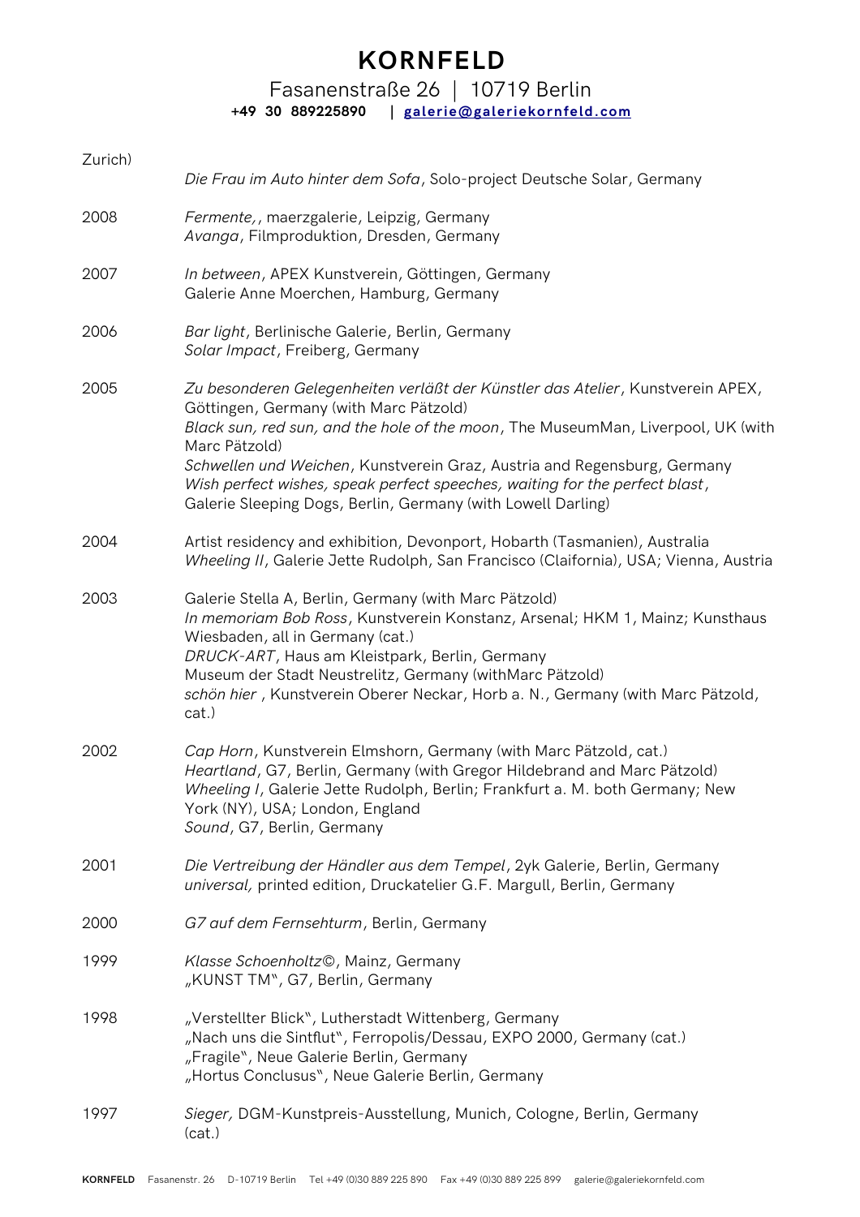Zurich)

| | |
|---|---|
| | *Die Frau im Auto hinter dem Sofa*, Solo-project Deutsche Solar, Germany |
| 2008 | *Fermente,*, maerzgalerie, Leipzig, Germany<br>*Avanga*, Filmproduktion, Dresden, Germany |
| 2007 | *In between*, APEX Kunstverein, Göttingen, Germany<br>Galerie Anne Moerchen, Hamburg, Germany |
| 2006 | *Bar light*, Berlinische Galerie, Berlin, Germany<br>*Solar Impact*, Freiberg, Germany |
| 2005 | *Zu besonderen Gelegenheiten verläßt der Künstler das Atelier*, Kunstverein APEX, Göttingen, Germany (with Marc Pätzold)<br>*Black sun, red sun, and the hole of the moon*, The MuseumMan, Liverpool, UK (with Marc Pätzold)<br>*Schwellen und Weichen*, Kunstverein Graz, Austria and Regensburg, Germany<br>*Wish perfect wishes, speak perfect speeches, waiting for the perfect blast*, Galerie Sleeping Dogs, Berlin, Germany (with Lowell Darling) |
| 2004 | Artist residency and exhibition, Devonport, Hobarth (Tasmanien), Australia<br>*Wheeling II*, Galerie Jette Rudolph, San Francisco (Claifornia), USA; Vienna, Austria |
| 2003 | Galerie Stella A, Berlin, Germany (with Marc Pätzold)<br>*In memoriam Bob Ross*, Kunstverein Konstanz, Arsenal; HKM 1, Mainz; Kunsthaus Wiesbaden, all in Germany (cat.)<br>*DRUCK-ART*, Haus am Kleistpark, Berlin, Germany<br>Museum der Stadt Neustrelitz, Germany (withMarc Pätzold)<br>*schön hier* , Kunstverein Oberer Neckar, Horb a. N., Germany (with Marc Pätzold, cat.) |
| 2002 | *Cap Horn*, Kunstverein Elmshorn, Germany (with Marc Pätzold, cat.)<br>*Heartland*, G7, Berlin, Germany (with Gregor Hildebrand and Marc Pätzold)<br>*Wheeling I*, Galerie Jette Rudolph, Berlin; Frankfurt a. M. both Germany; New York (NY), USA; London, England<br>*Sound*, G7, Berlin, Germany |
| 2001 | *Die Vertreibung der Händler aus dem Tempel*, 2yk Galerie, Berlin, Germany<br>*universal,* printed edition, Druckatelier G.F. Margull, Berlin, Germany |
| 2000 | *G7 auf dem Fernsehturm*, Berlin, Germany |
| 1999 | *Klasse Schoenholtz©*, Mainz, Germany<br>„KUNST TM", G7, Berlin, Germany |
| 1998 | „Verstellter Blick", Lutherstadt Wittenberg, Germany<br>„Nach uns die Sintflut", Ferropolis/Dessau, EXPO 2000, Germany (cat.)<br>„Fragile", Neue Galerie Berlin, Germany<br>„Hortus Conclusus", Neue Galerie Berlin, Germany |
| 1997 | *Sieger,* DGM-Kunstpreis-Ausstellung, Munich, Cologne, Berlin, Germany (cat.) |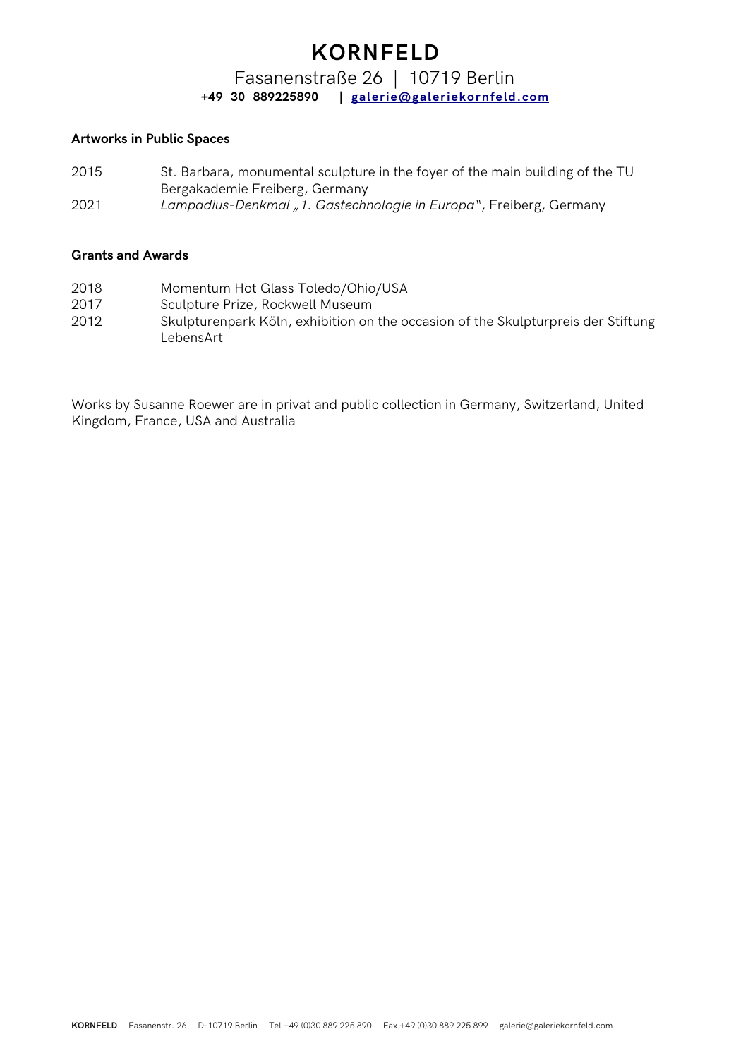## Artworks in Public Spaces

| | |
|---|---|
| 2015 | St. Barbara, monumental sculpture in the foyer of the main building of the TU Bergakademie Freiberg, Germany |
| 2021 | *Lampadius-Denkmal „1. Gastechnologie in Europa*", Freiberg, Germany |

## Grants and Awards

| | |
|---|---|
| 2018 | Momentum Hot Glass Toledo/Ohio/USA |
| 2017 | Sculpture Prize, Rockwell Museum |
| 2012 | Skulpturenpark Köln, exhibition on the occasion of the Skulpturpreis der Stiftung LebensArt |

Works by Susanne Roewer are in privat and public collection in Germany, Switzerland, United Kingdom, France, USA and Australia